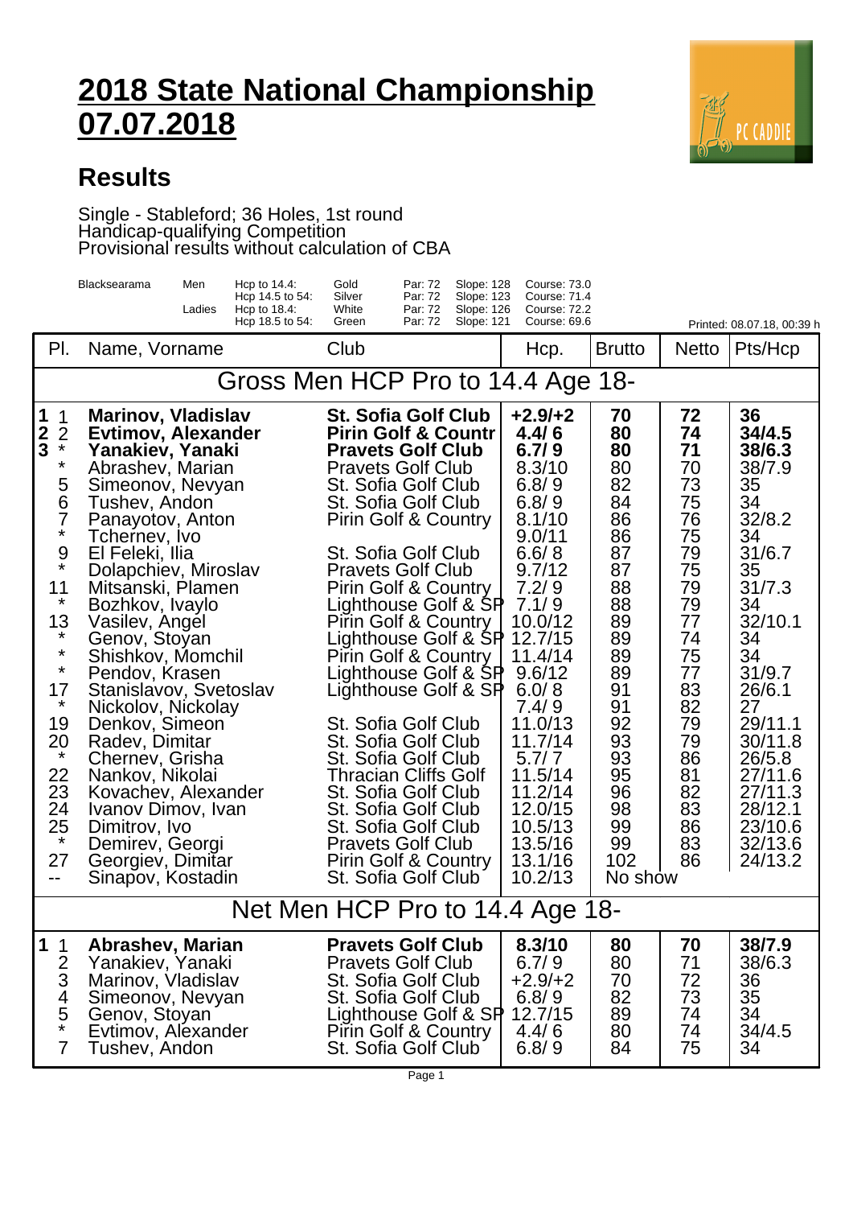# 2018 State National Championship
# 07.07.2018

## Results

Single - Stableford; 36 Holes, 1st round
Handicap-qualifying Competition
Provisional results without calculation of CBA

| Blacksearama | Men | Hcp to 14.4: | Gold | Par: 72 | Slope: 128 | Course: 73.0 |
|---|---|---|---|---|---|---|
| | | Hcp 14.5 to 54: | Silver | Par: 72 | Slope: 123 | Course: 71.4 |
| | Ladies | Hcp to 18.4: | White | Par: 72 | Slope: 126 | Course: 72.2 |
| | | Hcp 18.5 to 54: | Green | Par: 72 | Slope: 121 | Course: 69.6 |

Printed: 08.07.18, 00:39 h

| Pl. | | Name, Vorname | Club | Hcp. | Brutto | Netto | Pts/Hcp |
|---|---|---|---|---|---|---|---|
| **Gross Men HCP Pro to 14.4 Age 18-** | | | | | | | |
| **1** | 1 | **Marinov, Vladislav** | **St. Sofia Golf Club** | **+2.9/+2** | **70** | **72** | **36** |
| **2** | 2 | **Evtimov, Alexander** | **Pirin Golf & Countr** | **4.4/ 6** | **80** | **74** | **34/4.5** |
| **3** | * | **Yanakiev, Yanaki** | **Pravets Golf Club** | **6.7/ 9** | **80** | **71** | **38/6.3** |
| | * | Abrashev, Marian | Pravets Golf Club | 8.3/10 | 80 | 70 | 38/7.9 |
| | 5 | Simeonov, Nevyan | St. Sofia Golf Club | 6.8/ 9 | 82 | 73 | 35 |
| | 6 | Tushev, Andon | St. Sofia Golf Club | 6.8/ 9 | 84 | 75 | 34 |
| | 7 | Panayotov, Anton | Pirin Golf & Country | 8.1/10 | 86 | 76 | 32/8.2 |
| | * | Tchernev, Ivo | | 9.0/11 | 86 | 75 | 34 |
| | 9 | El Feleki, Ilia | St. Sofia Golf Club | 6.6/ 8 | 87 | 79 | 31/6.7 |
| | * | Dolapchiev, Miroslav | Pravets Golf Club | 9.7/12 | 87 | 75 | 35 |
| | 11 | Mitsanski, Plamen | Pirin Golf & Country | 7.2/ 9 | 88 | 79 | 31/7.3 |
| | * | Bozhkov, Ivaylo | Lighthouse Golf & SP | 7.1/ 9 | 88 | 79 | 34 |
| | 13 | Vasilev, Angel | Pirin Golf & Country | 10.0/12 | 89 | 77 | 32/10.1 |
| | * | Genov, Stoyan | Lighthouse Golf & SP | 12.7/15 | 89 | 74 | 34 |
| | * | Shishkov, Momchil | Pirin Golf & Country | 11.4/14 | 89 | 75 | 34 |
| | * | Pendov, Krasen | Lighthouse Golf & SP | 9.6/12 | 89 | 77 | 31/9.7 |
| | 17 | Stanislavov, Svetoslav | Lighthouse Golf & SP | 6.0/ 8 | 91 | 83 | 26/6.1 |
| | * | Nickolov, Nickolay | | 7.4/ 9 | 91 | 82 | 27 |
| | 19 | Denkov, Simeon | St. Sofia Golf Club | 11.0/13 | 92 | 79 | 29/11.1 |
| | 20 | Radev, Dimitar | St. Sofia Golf Club | 11.7/14 | 93 | 79 | 30/11.8 |
| | * | Chernev, Grisha | St. Sofia Golf Club | 5.7/ 7 | 93 | 86 | 26/5.8 |
| | 22 | Nankov, Nikolai | Thracian Cliffs Golf | 11.5/14 | 95 | 81 | 27/11.6 |
| | 23 | Kovachev, Alexander | St. Sofia Golf Club | 11.2/14 | 96 | 82 | 27/11.3 |
| | 24 | Ivanov Dimov, Ivan | St. Sofia Golf Club | 12.0/15 | 98 | 83 | 28/12.1 |
| | 25 | Dimitrov, Ivo | St. Sofia Golf Club | 10.5/13 | 99 | 86 | 23/10.6 |
| | * | Demirev, Georgi | Pravets Golf Club | 13.5/16 | 99 | 83 | 32/13.6 |
| | 27 | Georgiev, Dimitar | Pirin Golf & Country | 13.1/16 | 102 | 86 | 24/13.2 |
| | -- | Sinapov, Kostadin | St. Sofia Golf Club | 10.2/13 | No show | | |
| **Net Men HCP Pro to 14.4 Age 18-** | | | | | | | |
| **1** | 1 | **Abrashev, Marian** | **Pravets Golf Club** | **8.3/10** | **80** | **70** | **38/7.9** |
| | 2 | Yanakiev, Yanaki | Pravets Golf Club | 6.7/ 9 | 80 | 71 | 38/6.3 |
| | 3 | Marinov, Vladislav | St. Sofia Golf Club | +2.9/+2 | 70 | 72 | 36 |
| | 4 | Simeonov, Nevyan | St. Sofia Golf Club | 6.8/ 9 | 82 | 73 | 35 |
| | 5 | Genov, Stoyan | Lighthouse Golf & SP | 12.7/15 | 89 | 74 | 34 |
| | * | Evtimov, Alexander | Pirin Golf & Country | 4.4/ 6 | 80 | 74 | 34/4.5 |
| | 7 | Tushev, Andon | St. Sofia Golf Club | 6.8/ 9 | 84 | 75 | 34 |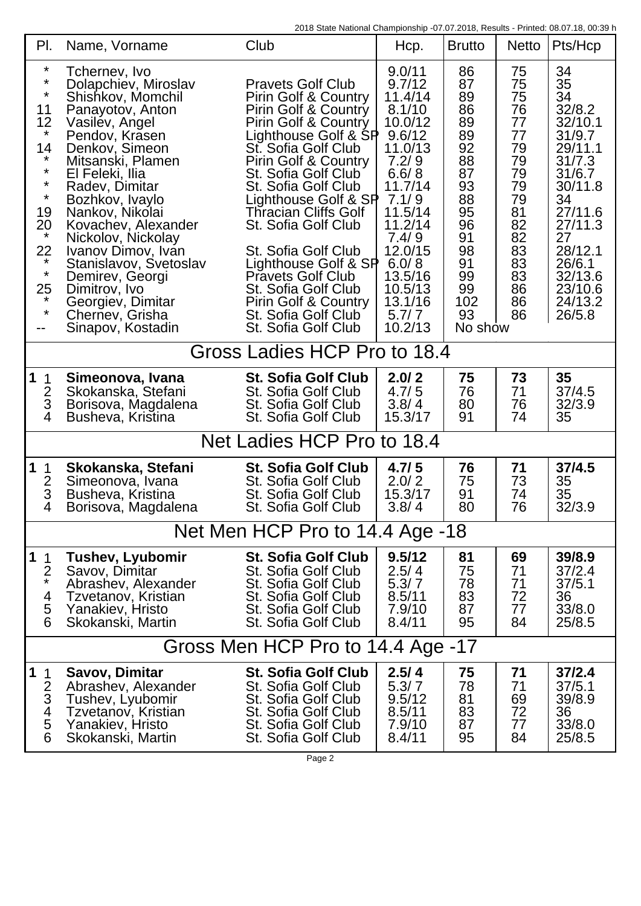| Pl. | Name, Vorname | Club | Hcp. | Brutto | Netto | Pts/Hcp |
|---|---|---|---|---|---|---|
| * | Tchernev, Ivo | | 9.0/11 | 86 | 75 | 34 |
| * | Dolapchiev, Miroslav | Pravets Golf Club | 9.7/12 | 87 | 75 | 35 |
| * | Shishkov, Momchil | Pirin Golf & Country | 11.4/14 | 89 | 75 | 34 |
| 11 | Panayotov, Anton | Pirin Golf & Country | 8.1/10 | 86 | 76 | 32/8.2 |
| 12 | Vasilev, Angel | Pirin Golf & Country | 10.0/12 | 89 | 77 | 32/10.1 |
| * | Pendov, Krasen | Lighthouse Golf & SP | 9.6/12 | 89 | 77 | 31/9.7 |
| 14 | Denkov, Simeon | St. Sofia Golf Club | 11.0/13 | 92 | 79 | 29/11.1 |
| * | Mitsanski, Plamen | Pirin Golf & Country | 7.2/ 9 | 88 | 79 | 31/7.3 |
| * | El Feleki, Ilia | St. Sofia Golf Club | 6.6/ 8 | 87 | 79 | 31/6.7 |
| * | Radev, Dimitar | St. Sofia Golf Club | 11.7/14 | 93 | 79 | 30/11.8 |
| * | Bozhkov, Ivaylo | Lighthouse Golf & SP | 7.1/ 9 | 88 | 79 | 34 |
| 19 | Nankov, Nikolai | Thracian Cliffs Golf | 11.5/14 | 95 | 81 | 27/11.6 |
| 20 | Kovachev, Alexander | St. Sofia Golf Club | 11.2/14 | 96 | 82 | 27/11.3 |
| * | Nickolov, Nickolay | | 7.4/ 9 | 91 | 82 | 27 |
| 22 | Ivanov Dimov, Ivan | St. Sofia Golf Club | 12.0/15 | 98 | 83 | 28/12.1 |
| * | Stanislavov, Svetoslav | Lighthouse Golf & SP | 6.0/ 8 | 91 | 83 | 26/6.1 |
| * | Demirev, Georgi | Pravets Golf Club | 13.5/16 | 99 | 83 | 32/13.6 |
| 25 | Dimitrov, Ivo | St. Sofia Golf Club | 10.5/13 | 99 | 86 | 23/10.6 |
| * | Georgiev, Dimitar | Pirin Golf & Country | 13.1/16 | 102 | 86 | 24/13.2 |
| * | Chernev, Grisha | St. Sofia Golf Club | 5.7/ 7 | 93 | 86 | 26/5.8 |
| -- | Sinapov, Kostadin | St. Sofia Golf Club | 10.2/13 | No show | | |

## Gross Ladies HCP Pro to 18.4

| Pl. | Name, Vorname | Club | Hcp. | Brutto | Netto | Pts/Hcp |
|---|---|---|---|---|---|---|
| **1** 1 | **Simeonova, Ivana** | **St. Sofia Golf Club** | **2.0/ 2** | **75** | **73** | **35** |
| 2 | Skokanska, Stefani | St. Sofia Golf Club | 4.7/ 5 | 76 | 71 | 37/4.5 |
| 3 | Borisova, Magdalena | St. Sofia Golf Club | 3.8/ 4 | 80 | 76 | 32/3.9 |
| 4 | Busheva, Kristina | St. Sofia Golf Club | 15.3/17 | 91 | 74 | 35 |

## Net Ladies HCP Pro to 18.4

| Pl. | Name, Vorname | Club | Hcp. | Brutto | Netto | Pts/Hcp |
|---|---|---|---|---|---|---|
| **1** 1 | **Skokanska, Stefani** | **St. Sofia Golf Club** | **4.7/ 5** | **76** | **71** | **37/4.5** |
| 2 | Simeonova, Ivana | St. Sofia Golf Club | 2.0/ 2 | 75 | 73 | 35 |
| 3 | Busheva, Kristina | St. Sofia Golf Club | 15.3/17 | 91 | 74 | 35 |
| 4 | Borisova, Magdalena | St. Sofia Golf Club | 3.8/ 4 | 80 | 76 | 32/3.9 |

## Net Men HCP Pro to 14.4 Age -18

| Pl. | Name, Vorname | Club | Hcp. | Brutto | Netto | Pts/Hcp |
|---|---|---|---|---|---|---|
| **1** 1 | **Tushev, Lyubomir** | **St. Sofia Golf Club** | **9.5/12** | **81** | **69** | **39/8.9** |
| 2 | Savov, Dimitar | St. Sofia Golf Club | 2.5/ 4 | 75 | 71 | 37/2.4 |
| * | Abrashev, Alexander | St. Sofia Golf Club | 5.3/ 7 | 78 | 71 | 37/5.1 |
| 4 | Tzvetanov, Kristian | St. Sofia Golf Club | 8.5/11 | 83 | 72 | 36 |
| 5 | Yanakiev, Hristo | St. Sofia Golf Club | 7.9/10 | 87 | 77 | 33/8.0 |
| 6 | Skokanski, Martin | St. Sofia Golf Club | 8.4/11 | 95 | 84 | 25/8.5 |

## Gross Men HCP Pro to 14.4 Age -17

| Pl. | Name, Vorname | Club | Hcp. | Brutto | Netto | Pts/Hcp |
|---|---|---|---|---|---|---|
| **1** 1 | **Savov, Dimitar** | **St. Sofia Golf Club** | **2.5/ 4** | **75** | **71** | **37/2.4** |
| 2 | Abrashev, Alexander | St. Sofia Golf Club | 5.3/ 7 | 78 | 71 | 37/5.1 |
| 3 | Tushev, Lyubomir | St. Sofia Golf Club | 9.5/12 | 81 | 69 | 39/8.9 |
| 4 | Tzvetanov, Kristian | St. Sofia Golf Club | 8.5/11 | 83 | 72 | 36 |
| 5 | Yanakiev, Hristo | St. Sofia Golf Club | 7.9/10 | 87 | 77 | 33/8.0 |
| 6 | Skokanski, Martin | St. Sofia Golf Club | 8.4/11 | 95 | 84 | 25/8.5 |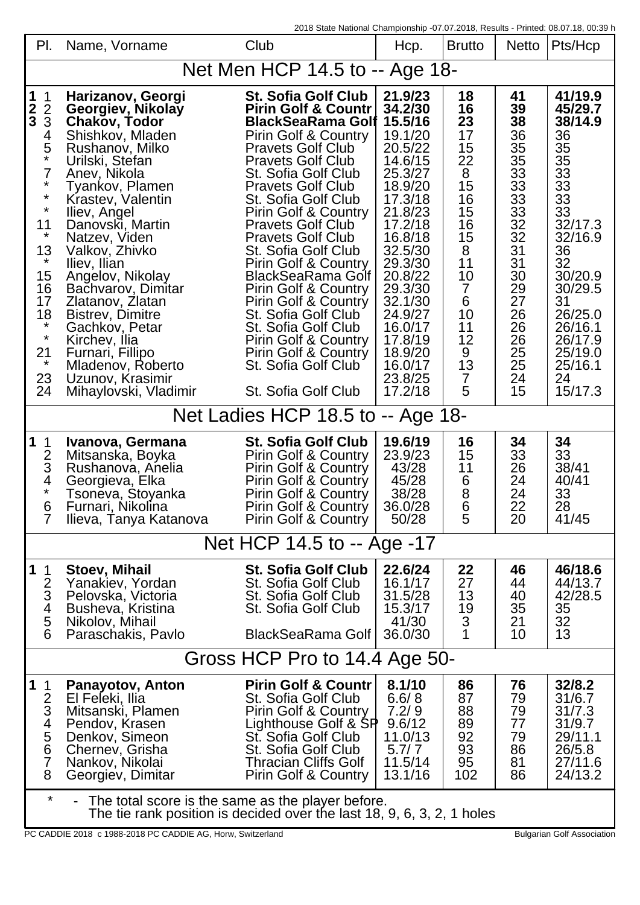2018 State National Championship -07.07.2018, Results - Printed: 08.07.18, 00:39 h

| Pl. | | Name, Vorname | Club | Hcp. | Brutto | Netto | Pts/Hcp |
|---|---|---|---|---|---|---|---|
| **Net Men HCP 14.5 to -- Age 18-** | | | | | | | |
| **1** | 1 | **Harizanov, Georgi** | **St. Sofia Golf Club** | **21.9/23** | **18** | **41** | **41/19.9** |
| **2** | 2 | **Georgiev, Nikolay** | **Pirin Golf & Countr** | **34.2/30** | **16** | **39** | **45/29.7** |
| **3** | 3 | **Chakov, Todor** | **BlackSeaRama Golf** | **15.5/16** | **23** | **38** | **38/14.9** |
| | 4 | Shishkov, Mladen | Pirin Golf & Country | 19.1/20 | 17 | 36 | 36 |
| | 5 | Rushanov, Milko | Pravets Golf Club | 20.5/22 | 15 | 35 | 35 |
| | * | Urilski, Stefan | Pravets Golf Club | 14.6/15 | 22 | 35 | 35 |
| | 7 | Anev, Nikola | St. Sofia Golf Club | 25.3/27 | 8 | 33 | 33 |
| | * | Tyankov, Plamen | Pravets Golf Club | 18.9/20 | 15 | 33 | 33 |
| | * | Krastev, Valentin | St. Sofia Golf Club | 17.3/18 | 16 | 33 | 33 |
| | * | Iliev, Angel | Pirin Golf & Country | 21.8/23 | 15 | 33 | 33 |
| | 11 | Danovski, Martin | Pravets Golf Club | 17.2/18 | 16 | 32 | 32/17.3 |
| | * | Natzev, Viden | Pravets Golf Club | 16.8/18 | 15 | 32 | 32/16.9 |
| | 13 | Valkov, Zhivko | St. Sofia Golf Club | 32.5/30 | 8 | 31 | 36 |
| | * | Iliev, Ilian | Pirin Golf & Country | 29.3/30 | 11 | 31 | 32 |
| | 15 | Angelov, Nikolay | BlackSeaRama Golf | 20.8/22 | 10 | 30 | 30/20.9 |
| | 16 | Bachvarov, Dimitar | Pirin Golf & Country | 29.3/30 | 7 | 29 | 30/29.5 |
| | 17 | Zlatanov, Zlatan | Pirin Golf & Country | 32.1/30 | 6 | 27 | 31 |
| | 18 | Bistrev, Dimitre | St. Sofia Golf Club | 24.9/27 | 10 | 26 | 26/25.0 |
| | * | Gachkov, Petar | St. Sofia Golf Club | 16.0/17 | 11 | 26 | 26/16.1 |
| | * | Kirchev, Ilia | Pirin Golf & Country | 17.8/19 | 12 | 26 | 26/17.9 |
| | 21 | Furnari, Fillipo | Pirin Golf & Country | 18.9/20 | 9 | 25 | 25/19.0 |
| | * | Mladenov, Roberto | St. Sofia Golf Club | 16.0/17 | 13 | 25 | 25/16.1 |
| | 23 | Uzunov, Krasimir | | 23.8/25 | 7 | 24 | 24 |
| | 24 | Mihaylovski, Vladimir | St. Sofia Golf Club | 17.2/18 | 5 | 15 | 15/17.3 |
| **Net Ladies HCP 18.5 to -- Age 18-** | | | | | | | |
| **1** | 1 | **Ivanova, Germana** | **St. Sofia Golf Club** | **19.6/19** | **16** | **34** | **34** |
| | 2 | Mitsanska, Boyka | Pirin Golf & Country | 23.9/23 | 15 | 33 | 33 |
| | 3 | Rushanova, Anelia | Pirin Golf & Country | 43/28 | 11 | 26 | 38/41 |
| | 4 | Georgieva, Elka | Pirin Golf & Country | 45/28 | 6 | 24 | 40/41 |
| | * | Tsoneva, Stoyanka | Pirin Golf & Country | 38/28 | 8 | 24 | 33 |
| | 6 | Furnari, Nikolina | Pirin Golf & Country | 36.0/28 | 6 | 22 | 28 |
| | 7 | Ilieva, Tanya Katanova | Pirin Golf & Country | 50/28 | 5 | 20 | 41/45 |
| **Net HCP 14.5 to -- Age -17** | | | | | | | |
| **1** | 1 | **Stoev, Mihail** | **St. Sofia Golf Club** | **22.6/24** | **22** | **46** | **46/18.6** |
| | 2 | Yanakiev, Yordan | St. Sofia Golf Club | 16.1/17 | 27 | 44 | 44/13.7 |
| | 3 | Pelovska, Victoria | St. Sofia Golf Club | 31.5/28 | 13 | 40 | 42/28.5 |
| | 4 | Busheva, Kristina | St. Sofia Golf Club | 15.3/17 | 19 | 35 | 35 |
| | 5 | Nikolov, Mihail | | 41/30 | 3 | 21 | 32 |
| | 6 | Paraschakis, Pavlo | BlackSeaRama Golf | 36.0/30 | 1 | 10 | 13 |
| **Gross HCP Pro to 14.4 Age 50-** | | | | | | | |
| **1** | 1 | **Panayotov, Anton** | **Pirin Golf & Countr** | **8.1/10** | **86** | **76** | **32/8.2** |
| | 2 | El Feleki, Ilia | St. Sofia Golf Club | 6.6/ 8 | 87 | 79 | 31/6.7 |
| | 3 | Mitsanski, Plamen | Pirin Golf & Country | 7.2/ 9 | 88 | 79 | 31/7.3 |
| | 4 | Pendov, Krasen | Lighthouse Golf & SP | 9.6/12 | 89 | 77 | 31/9.7 |
| | 5 | Denkov, Simeon | St. Sofia Golf Club | 11.0/13 | 92 | 79 | 29/11.1 |
| | 6 | Chernev, Grisha | St. Sofia Golf Club | 5.7/ 7 | 93 | 86 | 26/5.8 |
| | 7 | Nankov, Nikolai | Thracian Cliffs Golf | 11.5/14 | 95 | 81 | 27/11.6 |
| | 8 | Georgiev, Dimitar | Pirin Golf & Country | 13.1/16 | 102 | 86 | 24/13.2 |

\* - The total score is the same as the player before.
The tie rank position is decided over the last 18, 9, 6, 3, 2, 1 holes

PC CADDIE 2018 c 1988-2018 PC CADDIE AG, Horw, Switzerland — Bulgarian Golf Association